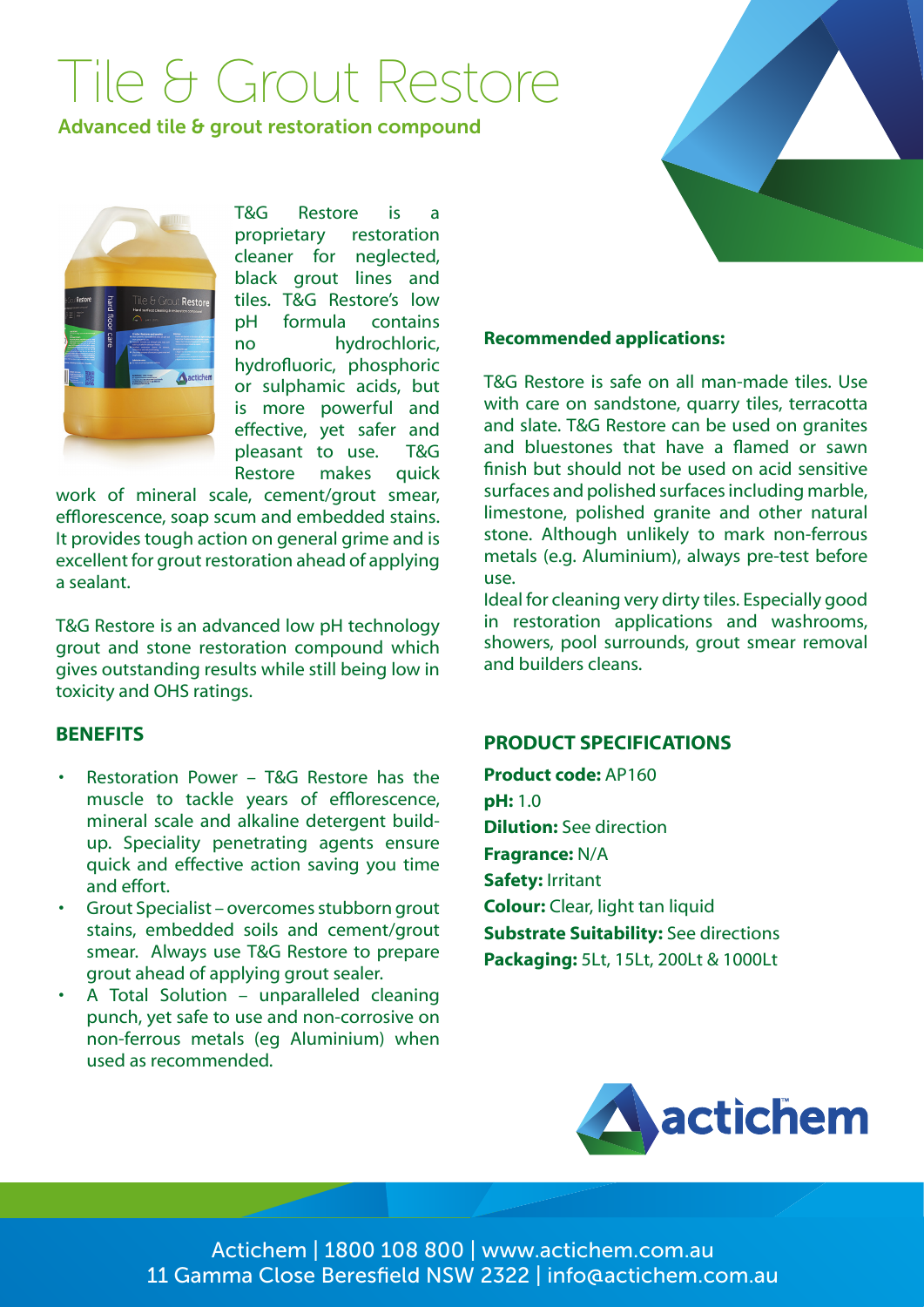# Tile & Grout Restore

## Advanced tile & grout restoration compound

T&G Restore is a proprietary restoration cleaner for neglected, black grout lines and tiles. T&G Restore's low pH formula contains no hydrochloric, hydrofluoric, phosphoric or sulphamic acids, but is more powerful and effective, yet safer and pleasant to use. T&G Restore makes quick work of mineral scale, cement/grout smear, efflorescence, soap scum and embedded stains. It provides tough action on general grime and is excellent for grout restoration ahead of applying a sealant.

T&G Restore is an advanced low pH technology grout and stone restoration compound which gives outstanding results while still being low in toxicity and OHS ratings.

### BENEFITS

- Restoration Power – T&G Restore has the muscle to tackle years of efflorescence, mineral scale and alkaline detergent build-up. Speciality penetrating agents ensure quick and effective action saving you time and effort.
- Grout Specialist – overcomes stubborn grout stains, embedded soils and cement/grout smear. Always use T&G Restore to prepare grout ahead of applying grout sealer.
- A Total Solution – unparalleled cleaning punch, yet safe to use and non-corrosive on non-ferrous metals (eg Aluminium) when used as recommended.

### Recommended applications:

T&G Restore is safe on all man-made tiles. Use with care on sandstone, quarry tiles, terracotta and slate. T&G Restore can be used on granites and bluestones that have a flamed or sawn finish but should not be used on acid sensitive surfaces and polished surfaces including marble, limestone, polished granite and other natural stone. Although unlikely to mark non-ferrous metals (e.g. Aluminium), always pre-test before use.

Ideal for cleaning very dirty tiles. Especially good in restoration applications and washrooms, showers, pool surrounds, grout smear removal and builders cleans.

### PRODUCT SPECIFICATIONS

**Product code:** AP160
**pH:** 1.0
**Dilution:** See direction
**Fragrance:** N/A
**Safety:** Irritant
**Colour:** Clear, light tan liquid
**Substrate Suitability:** See directions
**Packaging:** 5Lt, 15Lt, 200Lt & 1000Lt

actichem

Actichem | 1800 108 800 | www.actichem.com.au
11 Gamma Close Beresfield NSW 2322 | info@actichem.com.au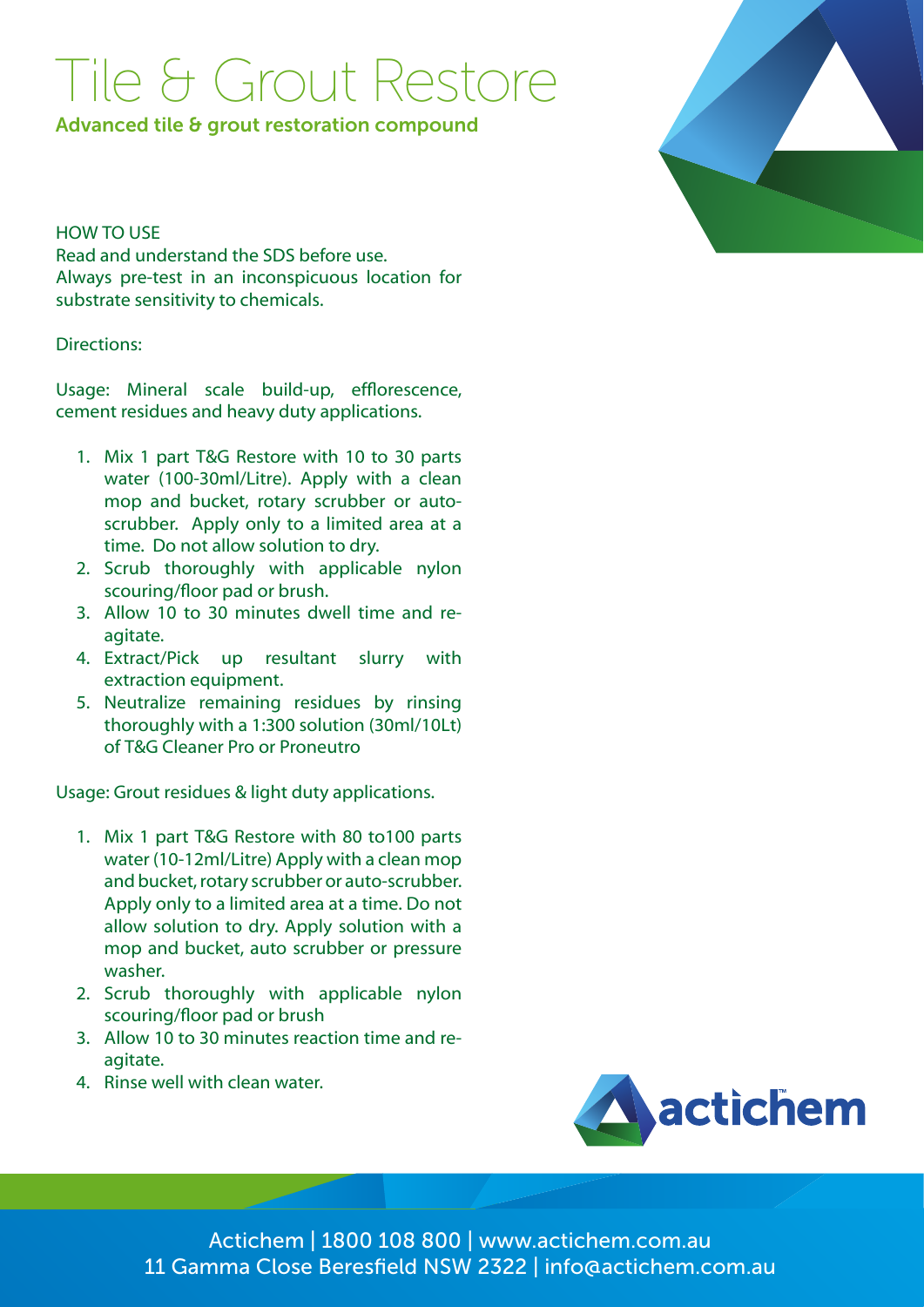# Tile & Grout Restore

**Advanced tile & grout restoration compound**

HOW TO USE
Read and understand the SDS before use.
Always pre-test in an inconspicuous location for substrate sensitivity to chemicals.

Directions:

Usage: Mineral scale build-up, efflorescence, cement residues and heavy duty applications.

1. Mix 1 part T&G Restore with 10 to 30 parts water (100-30ml/Litre). Apply with a clean mop and bucket, rotary scrubber or auto-scrubber. Apply only to a limited area at a time. Do not allow solution to dry.
2. Scrub thoroughly with applicable nylon scouring/floor pad or brush.
3. Allow 10 to 30 minutes dwell time and re-agitate.
4. Extract/Pick up resultant slurry with extraction equipment.
5. Neutralize remaining residues by rinsing thoroughly with a 1:300 solution (30ml/10Lt) of T&G Cleaner Pro or Proneutro

Usage: Grout residues & light duty applications.

1. Mix 1 part T&G Restore with 80 to100 parts water (10-12ml/Litre) Apply with a clean mop and bucket, rotary scrubber or auto-scrubber. Apply only to a limited area at a time. Do not allow solution to dry. Apply solution with a mop and bucket, auto scrubber or pressure washer.
2. Scrub thoroughly with applicable nylon scouring/floor pad or brush
3. Allow 10 to 30 minutes reaction time and re-agitate.
4. Rinse well with clean water.

actichem

Actichem | 1800 108 800 | www.actichem.com.au
11 Gamma Close Beresfield NSW 2322 | info@actichem.com.au